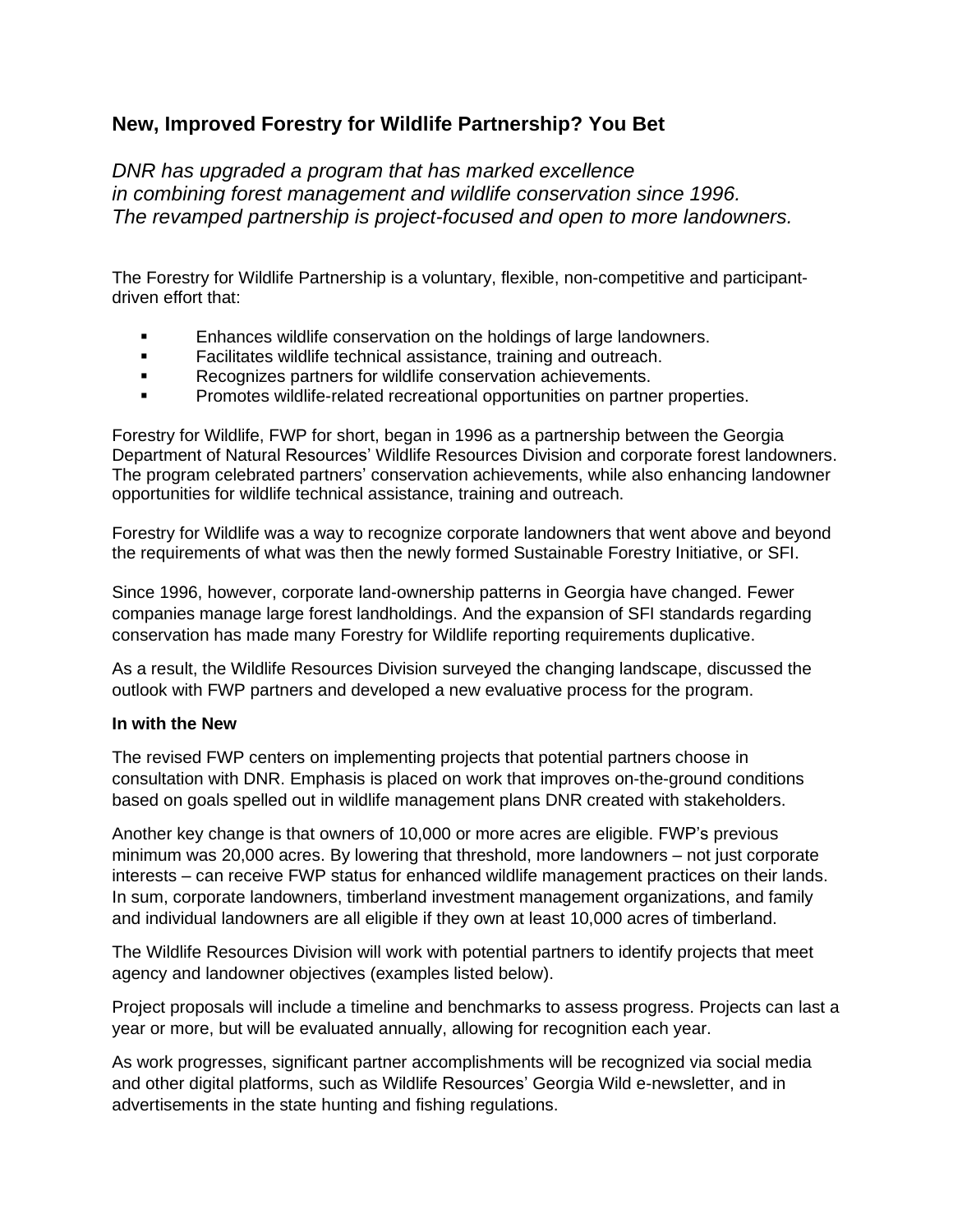# New, Improved Forestry for Wildlife Partnership? You Bet

*DNR has upgraded a program that has marked excellence in combining forest management and wildlife conservation since 1996. The revamped partnership is project-focused and open to more landowners.*

The Forestry for Wildlife Partnership is a voluntary, flexible, non-competitive and participant-driven effort that:

- Enhances wildlife conservation on the holdings of large landowners.
- Facilitates wildlife technical assistance, training and outreach.
- Recognizes partners for wildlife conservation achievements.
- Promotes wildlife-related recreational opportunities on partner properties.

Forestry for Wildlife, FWP for short, began in 1996 as a partnership between the Georgia Department of Natural Resources' Wildlife Resources Division and corporate forest landowners. The program celebrated partners' conservation achievements, while also enhancing landowner opportunities for wildlife technical assistance, training and outreach.

Forestry for Wildlife was a way to recognize corporate landowners that went above and beyond the requirements of what was then the newly formed Sustainable Forestry Initiative, or SFI.

Since 1996, however, corporate land-ownership patterns in Georgia have changed. Fewer companies manage large forest landholdings. And the expansion of SFI standards regarding conservation has made many Forestry for Wildlife reporting requirements duplicative.

As a result, the Wildlife Resources Division surveyed the changing landscape, discussed the outlook with FWP partners and developed a new evaluative process for the program.

**In with the New**

The revised FWP centers on implementing projects that potential partners choose in consultation with DNR. Emphasis is placed on work that improves on-the-ground conditions based on goals spelled out in wildlife management plans DNR created with stakeholders.

Another key change is that owners of 10,000 or more acres are eligible. FWP's previous minimum was 20,000 acres. By lowering that threshold, more landowners – not just corporate interests – can receive FWP status for enhanced wildlife management practices on their lands. In sum, corporate landowners, timberland investment management organizations, and family and individual landowners are all eligible if they own at least 10,000 acres of timberland.

The Wildlife Resources Division will work with potential partners to identify projects that meet agency and landowner objectives (examples listed below).

Project proposals will include a timeline and benchmarks to assess progress. Projects can last a year or more, but will be evaluated annually, allowing for recognition each year.

As work progresses, significant partner accomplishments will be recognized via social media and other digital platforms, such as Wildlife Resources' Georgia Wild e-newsletter, and in advertisements in the state hunting and fishing regulations.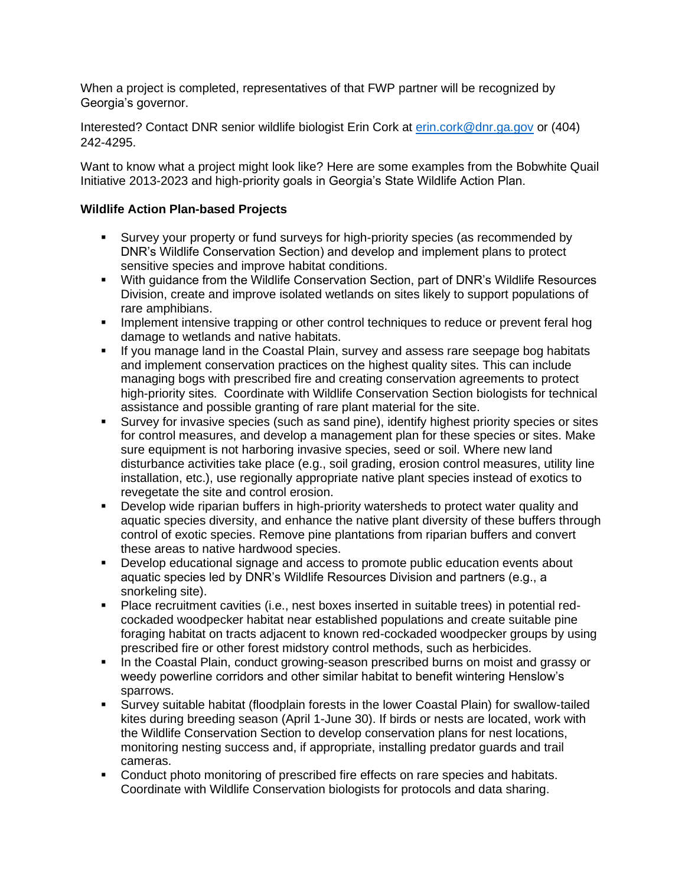When a project is completed, representatives of that FWP partner will be recognized by Georgia's governor.

Interested? Contact DNR senior wildlife biologist Erin Cork at [erin.cork@dnr.ga.gov](mailto:erin.cork@dnr.ga.gov) or (404) 242-4295.

Want to know what a project might look like? Here are some examples from the Bobwhite Quail Initiative 2013-2023 and high-priority goals in Georgia's State Wildlife Action Plan.

**Wildlife Action Plan-based Projects**

- Survey your property or fund surveys for high-priority species (as recommended by DNR's Wildlife Conservation Section) and develop and implement plans to protect sensitive species and improve habitat conditions.
- With guidance from the Wildlife Conservation Section, part of DNR's Wildlife Resources Division, create and improve isolated wetlands on sites likely to support populations of rare amphibians.
- Implement intensive trapping or other control techniques to reduce or prevent feral hog damage to wetlands and native habitats.
- If you manage land in the Coastal Plain, survey and assess rare seepage bog habitats and implement conservation practices on the highest quality sites. This can include managing bogs with prescribed fire and creating conservation agreements to protect high-priority sites. Coordinate with Wildlife Conservation Section biologists for technical assistance and possible granting of rare plant material for the site.
- Survey for invasive species (such as sand pine), identify highest priority species or sites for control measures, and develop a management plan for these species or sites. Make sure equipment is not harboring invasive species, seed or soil. Where new land disturbance activities take place (e.g., soil grading, erosion control measures, utility line installation, etc.), use regionally appropriate native plant species instead of exotics to revegetate the site and control erosion.
- Develop wide riparian buffers in high-priority watersheds to protect water quality and aquatic species diversity, and enhance the native plant diversity of these buffers through control of exotic species. Remove pine plantations from riparian buffers and convert these areas to native hardwood species.
- Develop educational signage and access to promote public education events about aquatic species led by DNR's Wildlife Resources Division and partners (e.g., a snorkeling site).
- Place recruitment cavities (i.e., nest boxes inserted in suitable trees) in potential red-cockaded woodpecker habitat near established populations and create suitable pine foraging habitat on tracts adjacent to known red-cockaded woodpecker groups by using prescribed fire or other forest midstory control methods, such as herbicides.
- In the Coastal Plain, conduct growing-season prescribed burns on moist and grassy or weedy powerline corridors and other similar habitat to benefit wintering Henslow's sparrows.
- Survey suitable habitat (floodplain forests in the lower Coastal Plain) for swallow-tailed kites during breeding season (April 1-June 30). If birds or nests are located, work with the Wildlife Conservation Section to develop conservation plans for nest locations, monitoring nesting success and, if appropriate, installing predator guards and trail cameras.
- Conduct photo monitoring of prescribed fire effects on rare species and habitats. Coordinate with Wildlife Conservation biologists for protocols and data sharing.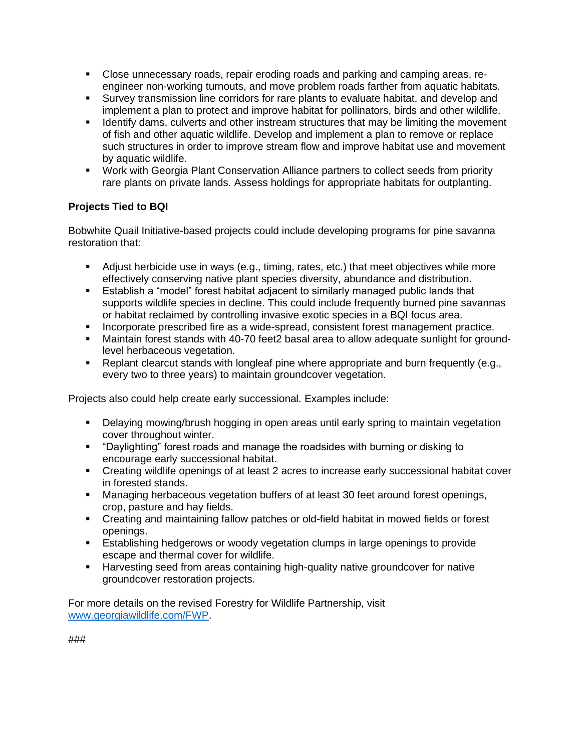- Close unnecessary roads, repair eroding roads and parking and camping areas, re-engineer non-working turnouts, and move problem roads farther from aquatic habitats.
- Survey transmission line corridors for rare plants to evaluate habitat, and develop and implement a plan to protect and improve habitat for pollinators, birds and other wildlife.
- Identify dams, culverts and other instream structures that may be limiting the movement of fish and other aquatic wildlife. Develop and implement a plan to remove or replace such structures in order to improve stream flow and improve habitat use and movement by aquatic wildlife.
- Work with Georgia Plant Conservation Alliance partners to collect seeds from priority rare plants on private lands. Assess holdings for appropriate habitats for outplanting.

**Projects Tied to BQI**

Bobwhite Quail Initiative-based projects could include developing programs for pine savanna restoration that:

- Adjust herbicide use in ways (e.g., timing, rates, etc.) that meet objectives while more effectively conserving native plant species diversity, abundance and distribution.
- Establish a "model" forest habitat adjacent to similarly managed public lands that supports wildlife species in decline. This could include frequently burned pine savannas or habitat reclaimed by controlling invasive exotic species in a BQI focus area.
- Incorporate prescribed fire as a wide-spread, consistent forest management practice.
- Maintain forest stands with 40-70 feet2 basal area to allow adequate sunlight for ground-level herbaceous vegetation.
- Replant clearcut stands with longleaf pine where appropriate and burn frequently (e.g., every two to three years) to maintain groundcover vegetation.

Projects also could help create early successional. Examples include:

- Delaying mowing/brush hogging in open areas until early spring to maintain vegetation cover throughout winter.
- "Daylighting" forest roads and manage the roadsides with burning or disking to encourage early successional habitat.
- Creating wildlife openings of at least 2 acres to increase early successional habitat cover in forested stands.
- Managing herbaceous vegetation buffers of at least 30 feet around forest openings, crop, pasture and hay fields.
- Creating and maintaining fallow patches or old-field habitat in mowed fields or forest openings.
- Establishing hedgerows or woody vegetation clumps in large openings to provide escape and thermal cover for wildlife.
- Harvesting seed from areas containing high-quality native groundcover for native groundcover restoration projects.

For more details on the revised Forestry for Wildlife Partnership, visit [www.georgiawildlife.com/FWP](http://www.georgiawildlife.com/FWP).

###